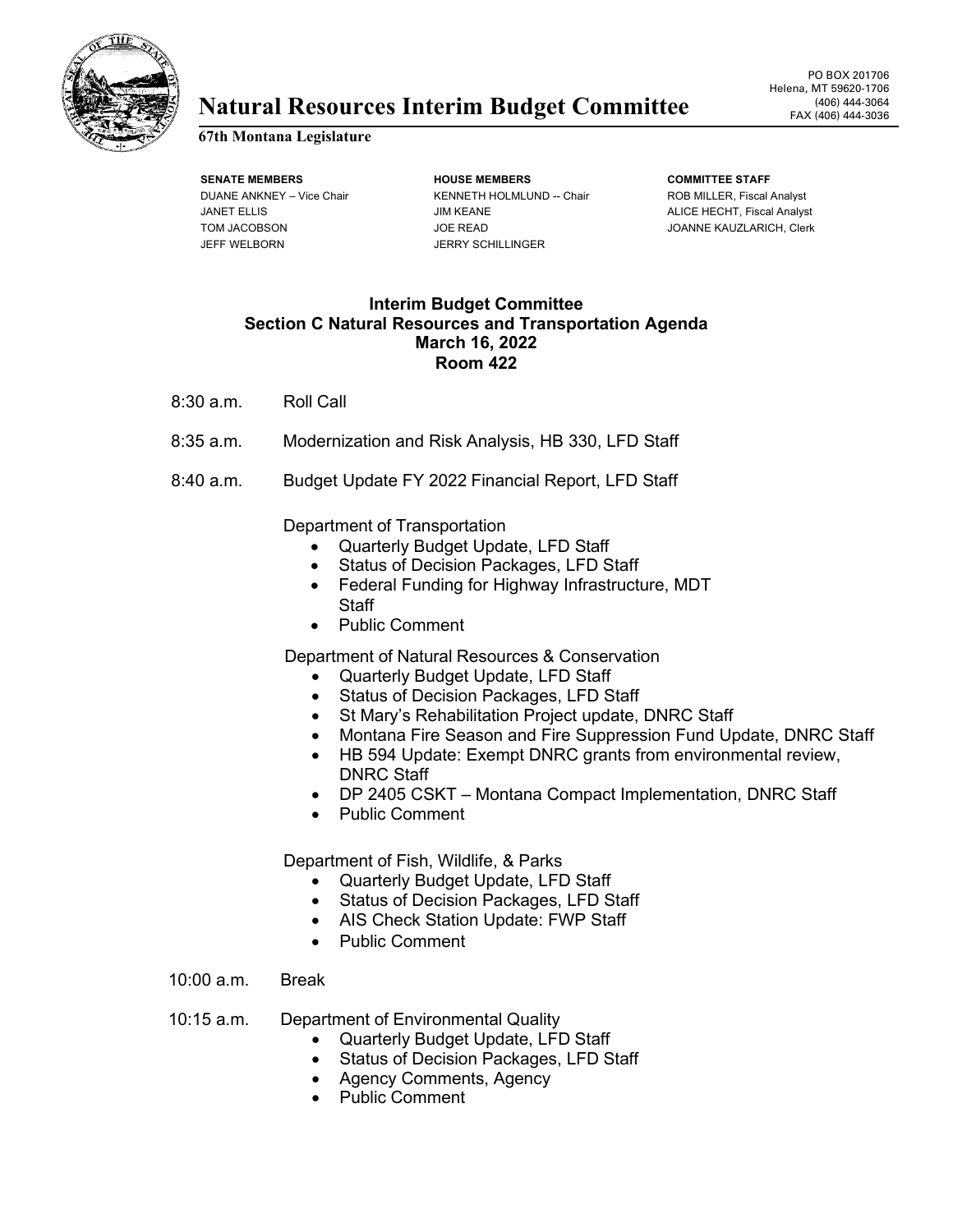# Natural Resources Interim Budget Committee

**67th Montana Legislature**

PO BOX 201706
Helena, MT 59620-1706
(406) 444-3064
FAX (406) 444-3036

| SENATE MEMBERS | HOUSE MEMBERS | COMMITTEE STAFF |
| --- | --- | --- |
| DUANE ANKNEY – Vice Chair | KENNETH HOLMLUND -- Chair | ROB MILLER, Fiscal Analyst |
| JANET ELLIS | JIM KEANE | ALICE HECHT, Fiscal Analyst |
| TOM JACOBSON | JOE READ | JOANNE KAUZLARICH, Clerk |
| JEFF WELBORN | JERRY SCHILLINGER | |

## Interim Budget Committee
## Section C Natural Resources and Transportation Agenda
## March 16, 2022
## Room 422

8:30 a.m. Roll Call

8:35 a.m. Modernization and Risk Analysis, HB 330, LFD Staff

8:40 a.m. Budget Update FY 2022 Financial Report, LFD Staff

Department of Transportation

- Quarterly Budget Update, LFD Staff
- Status of Decision Packages, LFD Staff
- Federal Funding for Highway Infrastructure, MDT Staff
- Public Comment

Department of Natural Resources & Conservation

- Quarterly Budget Update, LFD Staff
- Status of Decision Packages, LFD Staff
- St Mary's Rehabilitation Project update, DNRC Staff
- Montana Fire Season and Fire Suppression Fund Update, DNRC Staff
- HB 594 Update: Exempt DNRC grants from environmental review, DNRC Staff
- DP 2405 CSKT – Montana Compact Implementation, DNRC Staff
- Public Comment

Department of Fish, Wildlife, & Parks

- Quarterly Budget Update, LFD Staff
- Status of Decision Packages, LFD Staff
- AIS Check Station Update: FWP Staff
- Public Comment

10:00 a.m. Break

10:15 a.m. Department of Environmental Quality

- Quarterly Budget Update, LFD Staff
- Status of Decision Packages, LFD Staff
- Agency Comments, Agency
- Public Comment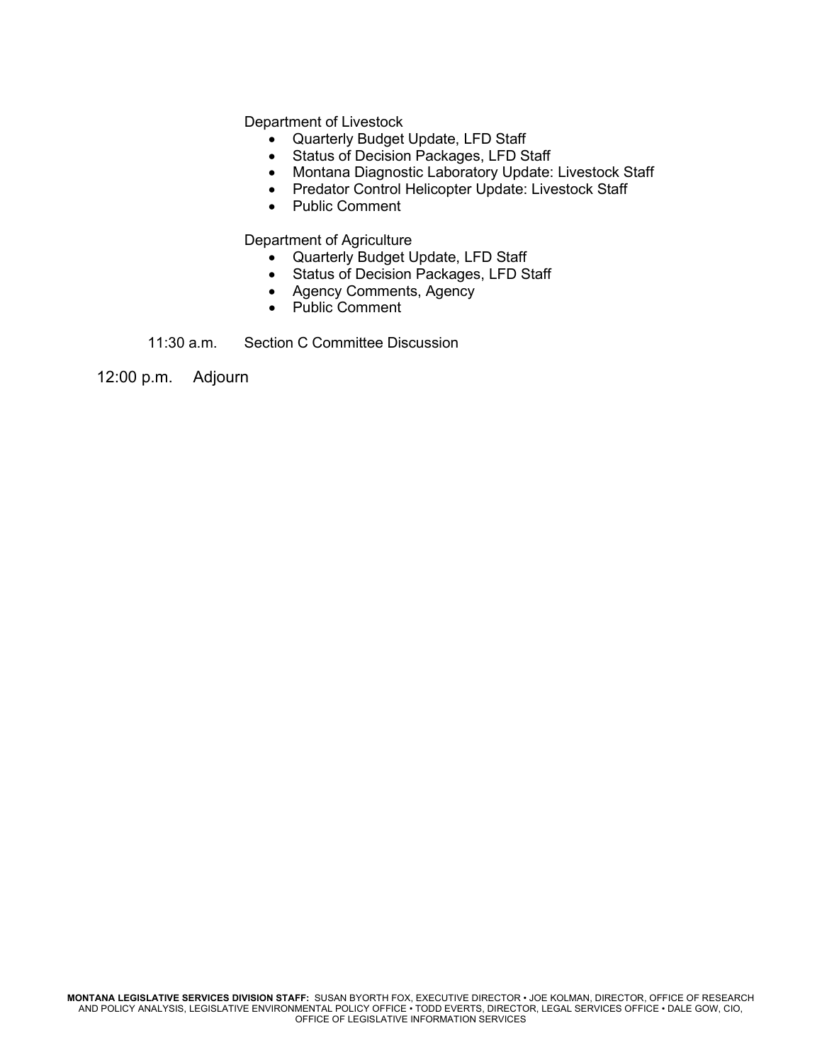Department of Livestock

- Quarterly Budget Update, LFD Staff
- Status of Decision Packages, LFD Staff
- Montana Diagnostic Laboratory Update: Livestock Staff
- Predator Control Helicopter Update: Livestock Staff
- Public Comment

Department of Agriculture

- Quarterly Budget Update, LFD Staff
- Status of Decision Packages, LFD Staff
- Agency Comments, Agency
- Public Comment

11:30 a.m. Section C Committee Discussion

12:00 p.m. Adjourn

**MONTANA LEGISLATIVE SERVICES DIVISION STAFF:** SUSAN BYORTH FOX, EXECUTIVE DIRECTOR • JOE KOLMAN, DIRECTOR, OFFICE OF RESEARCH AND POLICY ANALYSIS, LEGISLATIVE ENVIRONMENTAL POLICY OFFICE • TODD EVERTS, DIRECTOR, LEGAL SERVICES OFFICE • DALE GOW, CIO, OFFICE OF LEGISLATIVE INFORMATION SERVICES